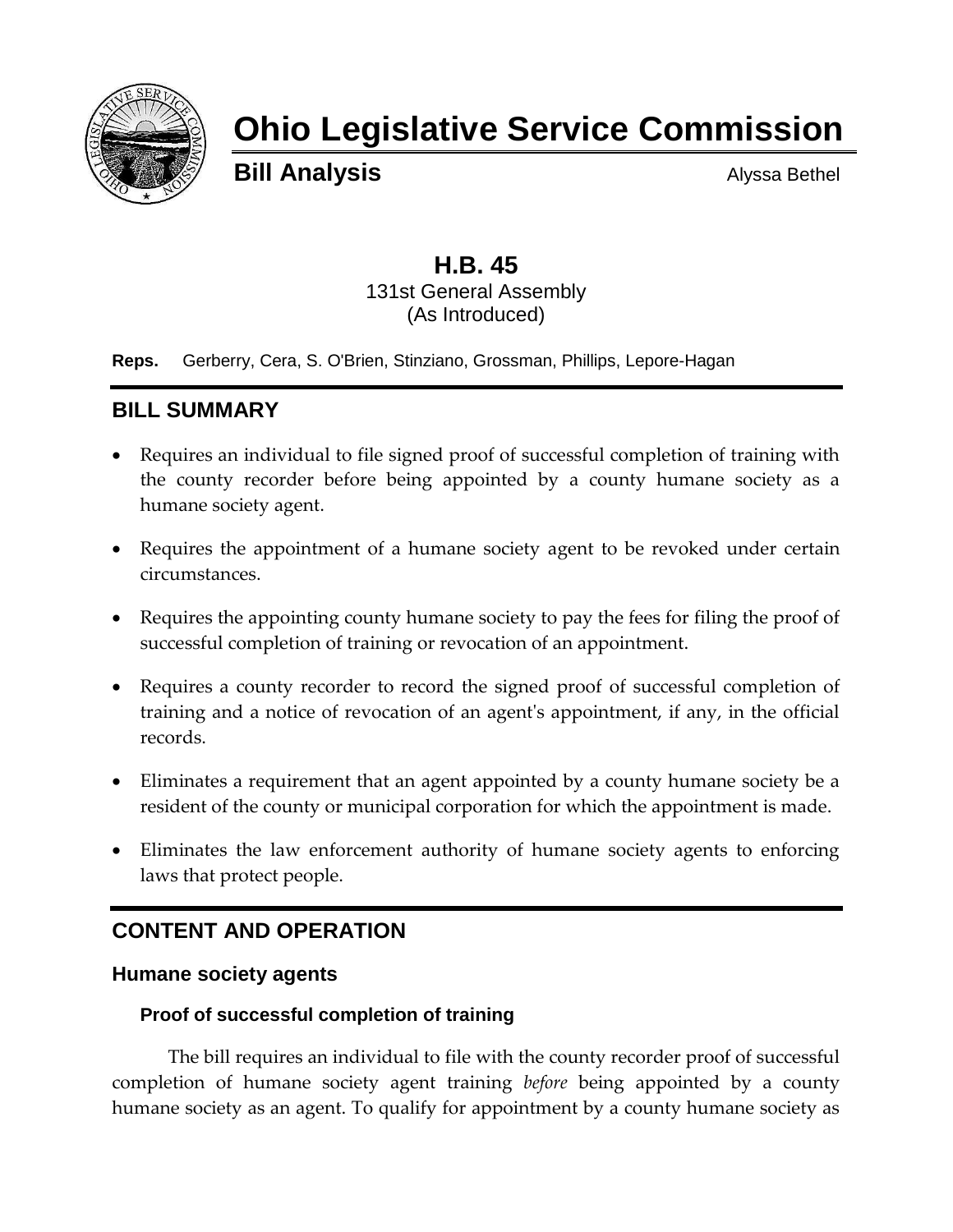# Ohio Legislative Service Commission

**Bill Analysis** Alyssa Bethel

## H.B. 45

131st General Assembly
(As Introduced)

**Reps.** Gerberry, Cera, S. O'Brien, Stinziano, Grossman, Phillips, Lepore-Hagan

## BILL SUMMARY

- Requires an individual to file signed proof of successful completion of training with the county recorder before being appointed by a county humane society as a humane society agent.
- Requires the appointment of a humane society agent to be revoked under certain circumstances.
- Requires the appointing county humane society to pay the fees for filing the proof of successful completion of training or revocation of an appointment.
- Requires a county recorder to record the signed proof of successful completion of training and a notice of revocation of an agent's appointment, if any, in the official records.
- Eliminates a requirement that an agent appointed by a county humane society be a resident of the county or municipal corporation for which the appointment is made.
- Eliminates the law enforcement authority of humane society agents to enforcing laws that protect people.

## CONTENT AND OPERATION

### Humane society agents

#### Proof of successful completion of training

The bill requires an individual to file with the county recorder proof of successful completion of humane society agent training *before* being appointed by a county humane society as an agent. To qualify for appointment by a county humane society as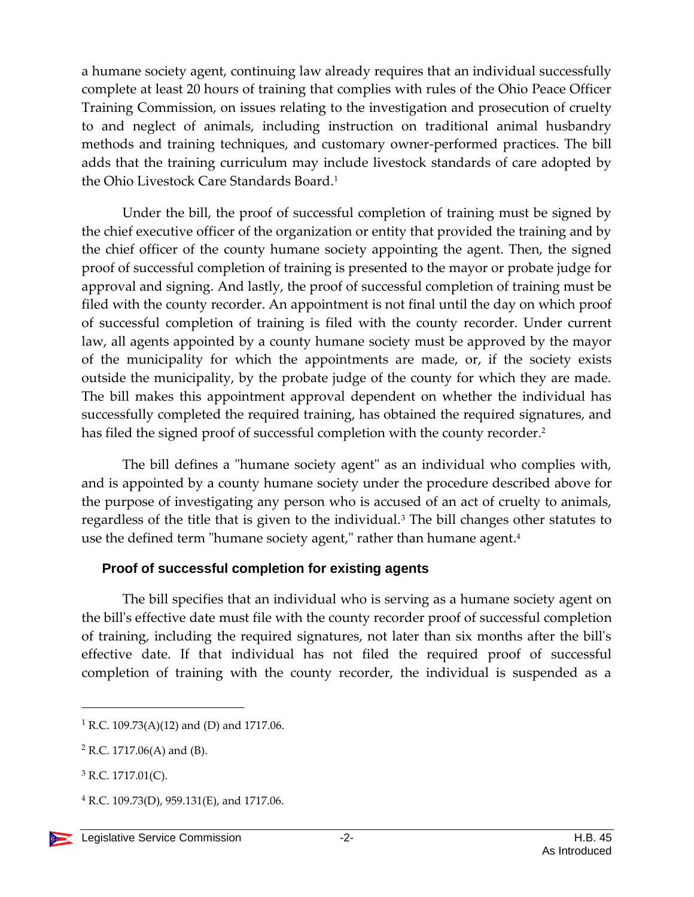a humane society agent, continuing law already requires that an individual successfully complete at least 20 hours of training that complies with rules of the Ohio Peace Officer Training Commission, on issues relating to the investigation and prosecution of cruelty to and neglect of animals, including instruction on traditional animal husbandry methods and training techniques, and customary owner-performed practices. The bill adds that the training curriculum may include livestock standards of care adopted by the Ohio Livestock Care Standards Board.[1]

Under the bill, the proof of successful completion of training must be signed by the chief executive officer of the organization or entity that provided the training and by the chief officer of the county humane society appointing the agent. Then, the signed proof of successful completion of training is presented to the mayor or probate judge for approval and signing. And lastly, the proof of successful completion of training must be filed with the county recorder. An appointment is not final until the day on which proof of successful completion of training is filed with the county recorder. Under current law, all agents appointed by a county humane society must be approved by the mayor of the municipality for which the appointments are made, or, if the society exists outside the municipality, by the probate judge of the county for which they are made. The bill makes this appointment approval dependent on whether the individual has successfully completed the required training, has obtained the required signatures, and has filed the signed proof of successful completion with the county recorder.[2]

The bill defines a "humane society agent" as an individual who complies with, and is appointed by a county humane society under the procedure described above for the purpose of investigating any person who is accused of an act of cruelty to animals, regardless of the title that is given to the individual.[3] The bill changes other statutes to use the defined term "humane society agent," rather than humane agent.[4]

### Proof of successful completion for existing agents

The bill specifies that an individual who is serving as a humane society agent on the bill's effective date must file with the county recorder proof of successful completion of training, including the required signatures, not later than six months after the bill's effective date. If that individual has not filed the required proof of successful completion of training with the county recorder, the individual is suspended as a

---

[1] R.C. 109.73(A)(12) and (D) and 1717.06.

[2] R.C. 1717.06(A) and (B).

[3] R.C. 1717.01(C).

[4] R.C. 109.73(D), 959.131(E), and 1717.06.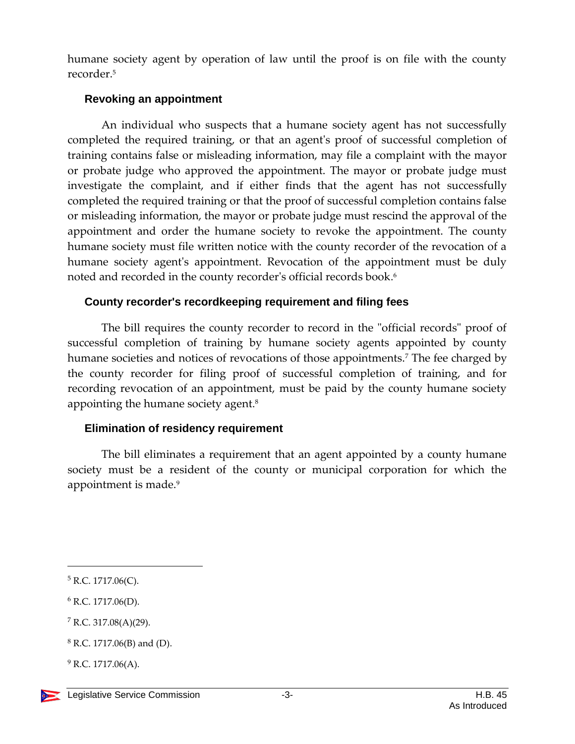humane society agent by operation of law until the proof is on file with the county recorder.[5]

### Revoking an appointment

An individual who suspects that a humane society agent has not successfully completed the required training, or that an agent's proof of successful completion of training contains false or misleading information, may file a complaint with the mayor or probate judge who approved the appointment. The mayor or probate judge must investigate the complaint, and if either finds that the agent has not successfully completed the required training or that the proof of successful completion contains false or misleading information, the mayor or probate judge must rescind the approval of the appointment and order the humane society to revoke the appointment. The county humane society must file written notice with the county recorder of the revocation of a humane society agent's appointment. Revocation of the appointment must be duly noted and recorded in the county recorder's official records book.[6]

### County recorder's recordkeeping requirement and filing fees

The bill requires the county recorder to record in the "official records" proof of successful completion of training by humane society agents appointed by county humane societies and notices of revocations of those appointments.[7] The fee charged by the county recorder for filing proof of successful completion of training, and for recording revocation of an appointment, must be paid by the county humane society appointing the humane society agent.[8]

### Elimination of residency requirement

The bill eliminates a requirement that an agent appointed by a county humane society must be a resident of the county or municipal corporation for which the appointment is made.[9]

---

[5] R.C. 1717.06(C).

[6] R.C. 1717.06(D).

[7] R.C. 317.08(A)(29).

[8] R.C. 1717.06(B) and (D).

[9] R.C. 1717.06(A).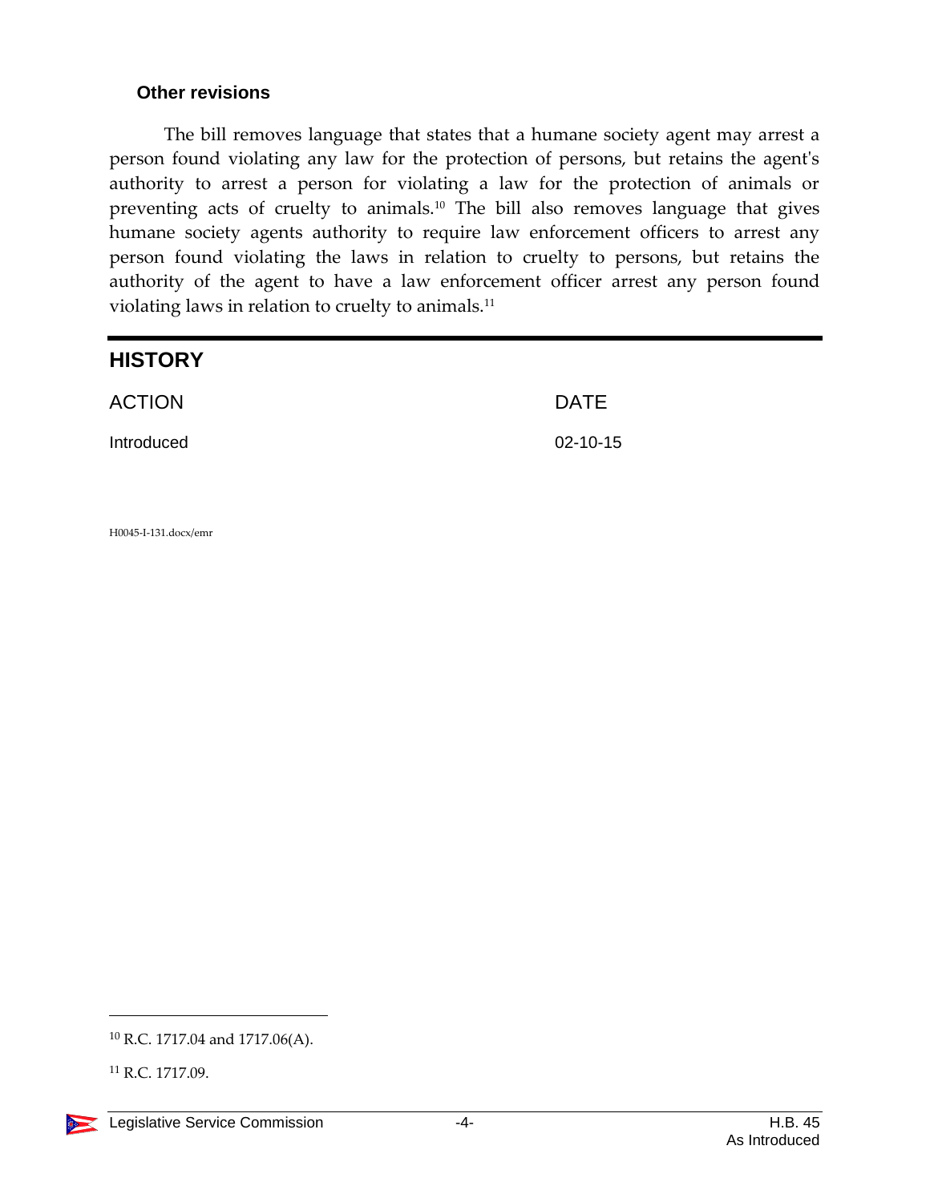### Other revisions

The bill removes language that states that a humane society agent may arrest a person found violating any law for the protection of persons, but retains the agent's authority to arrest a person for violating a law for the protection of animals or preventing acts of cruelty to animals.[10] The bill also removes language that gives humane society agents authority to require law enforcement officers to arrest any person found violating the laws in relation to cruelty to persons, but retains the authority of the agent to have a law enforcement officer arrest any person found violating laws in relation to cruelty to animals.[11]

## HISTORY

| ACTION | DATE |
| --- | --- |
| Introduced | 02-10-15 |

H0045-I-131.docx/emr

[10] R.C. 1717.04 and 1717.06(A).

[11] R.C. 1717.09.